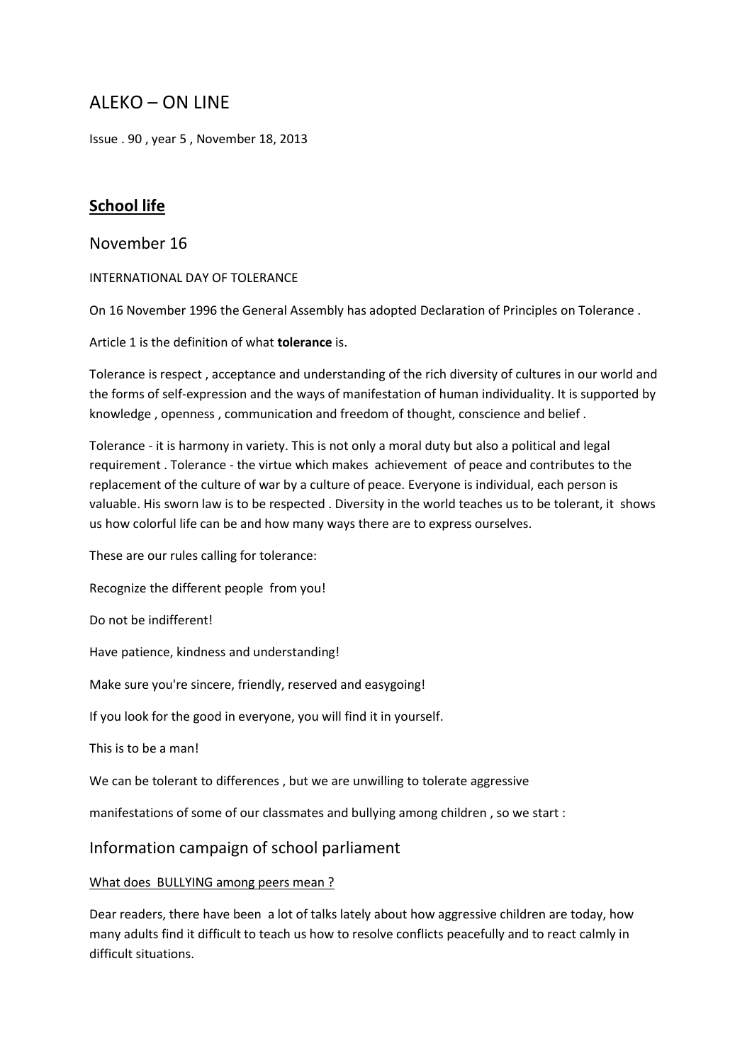# ALEKO – ON LINE

Issue . 90 , year 5 , November 18, 2013

## School life

### November 16

INTERNATIONAL DAY OF TOLERANCE

On 16 November 1996 the General Assembly has adopted Declaration of Principles on Tolerance .

Article 1 is the definition of what **tolerance** is.

Tolerance is respect , acceptance and understanding of the rich diversity of cultures in our world and the forms of self-expression and the ways of manifestation of human individuality. It is supported by knowledge , openness , communication and freedom of thought, conscience and belief .

Tolerance - it is harmony in variety. This is not only a moral duty but also a political and legal requirement . Tolerance - the virtue which makes achievement of peace and contributes to the replacement of the culture of war by a culture of peace. Everyone is individual, each person is valuable. His sworn law is to be respected . Diversity in the world teaches us to be tolerant, it shows us how colorful life can be and how many ways there are to express ourselves.

These are our rules calling for tolerance:

Recognize the different people from you!

Do not be indifferent!

Have patience, kindness and understanding!

Make sure you're sincere, friendly, reserved and easygoing!

If you look for the good in everyone, you will find it in yourself.

This is to be a man!

We can be tolerant to differences , but we are unwilling to tolerate aggressive

manifestations of some of our classmates and bullying among children , so we start :

### Information campaign of school parliament

What does BULLYING among peers mean ?

Dear readers, there have been a lot of talks lately about how aggressive children are today, how many adults find it difficult to teach us how to resolve conflicts peacefully and to react calmly in difficult situations.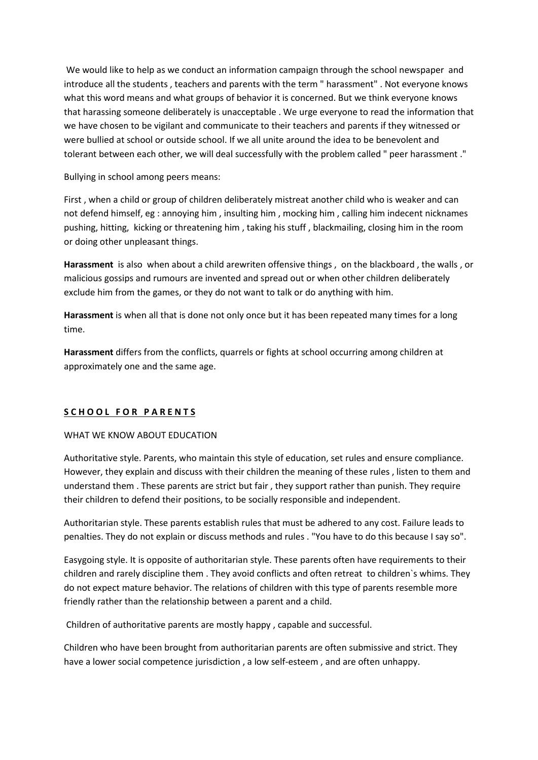We would like to help as we conduct an information campaign through the school newspaper and introduce all the students , teachers and parents with the term " harassment" . Not everyone knows what this word means and what groups of behavior it is concerned. But we think everyone knows that harassing someone deliberately is unacceptable . We urge everyone to read the information that we have chosen to be vigilant and communicate to their teachers and parents if they witnessed or were bullied at school or outside school. If we all unite around the idea to be benevolent and tolerant between each other, we will deal successfully with the problem called " peer harassment ."

Bullying in school among peers means:

First , when a child or group of children deliberately mistreat another child who is weaker and can not defend himself, eg : annoying him , insulting him , mocking him , calling him indecent nicknames pushing, hitting, kicking or threatening him , taking his stuff , blackmailing, closing him in the room or doing other unpleasant things.

**Harassment** is also when about a child arewriten offensive things , on the blackboard , the walls , or malicious gossips and rumours are invented and spread out or when other children deliberately exclude him from the games, or they do not want to talk or do anything with him.

**Harassment** is when all that is done not only once but it has been repeated many times for a long time.

**Harassment** differs from the conflicts, quarrels or fights at school occurring among children at approximately one and the same age.

## S C H O O L F O R P A R E N T S

WHAT WE KNOW ABOUT EDUCATION

Authoritative style. Parents, who maintain this style of education, set rules and ensure compliance. However, they explain and discuss with their children the meaning of these rules , listen to them and understand them . These parents are strict but fair , they support rather than punish. They require their children to defend their positions, to be socially responsible and independent.

Authoritarian style. These parents establish rules that must be adhered to any cost. Failure leads to penalties. They do not explain or discuss methods and rules . "You have to do this because I say so".

Easygoing style. It is opposite of authoritarian style. These parents often have requirements to their children and rarely discipline them . They avoid conflicts and often retreat to children`s whims. They do not expect mature behavior. The relations of children with this type of parents resemble more friendly rather than the relationship between a parent and a child.

Children of authoritative parents are mostly happy , capable and successful.

Children who have been brought from authoritarian parents are often submissive and strict. They have a lower social competence jurisdiction , a low self-esteem , and are often unhappy.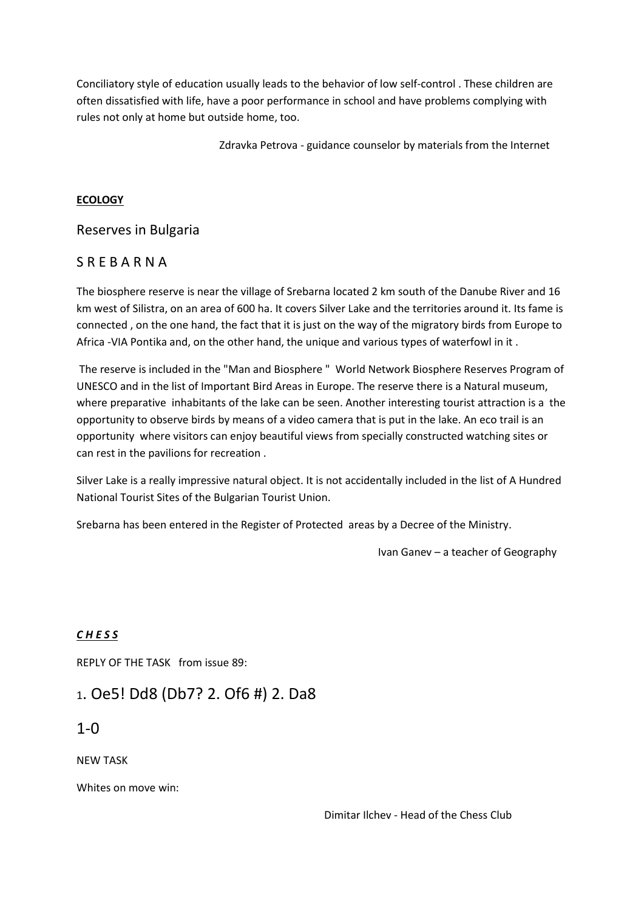Conciliatory style of education usually leads to the behavior of low self-control . These children are often dissatisfied with life, have a poor performance in school and have problems complying with rules not only at home but outside home, too.

Zdravka Petrova - guidance counselor by materials from the Internet

**ECOLOGY**

## Reserves in Bulgaria

## S R E B A R N A

The biosphere reserve is near the village of Srebarna located 2 km south of the Danube River and 16 km west of Silistra, on an area of 600 ha. It covers Silver Lake and the territories around it. Its fame is connected , on the one hand, the fact that it is just on the way of the migratory birds from Europe to Africa -VIA Pontika and, on the other hand, the unique and various types of waterfowl in it .

The reserve is included in the "Man and Biosphere " World Network Biosphere Reserves Program of UNESCO and in the list of Important Bird Areas in Europe. The reserve there is a Natural museum, where preparative inhabitants of the lake can be seen. Another interesting tourist attraction is a the opportunity to observe birds by means of a video camera that is put in the lake. An eco trail is an opportunity where visitors can enjoy beautiful views from specially constructed watching sites or can rest in the pavilions for recreation .

Silver Lake is a really impressive natural object. It is not accidentally included in the list of A Hundred National Tourist Sites of the Bulgarian Tourist Union.

Srebarna has been entered in the Register of Protected areas by a Decree of the Ministry.

Ivan Ganev – a teacher of Geography

***C H E S S***

REPLY OF THE TASK from issue 89:

1. Oe5! Dd8 (Db7? 2. Of6 #) 2. Da8

1-0

NEW TASK

Whites on move win:

Dimitar Ilchev - Head of the Chess Club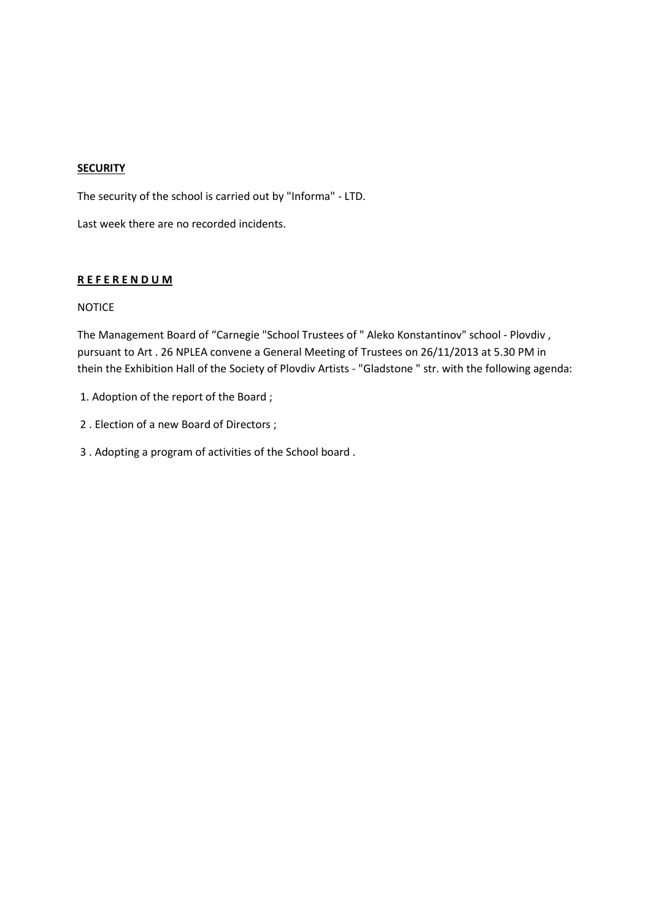**SECURITY**

The security of the school is carried out by "Informa" - LTD.

Last week there are no recorded incidents.

**R E F E R E N D U M**

NOTICE

The Management Board of "Carnegie "School Trustees of " Aleko Konstantinov" school - Plovdiv , pursuant to Art . 26 NPLEA convene a General Meeting of Trustees on 26/11/2013 at 5.30 PM in thein the Exhibition Hall of the Society of Plovdiv Artists - "Gladstone " str. with the following agenda:

1. Adoption of the report of the Board ;
2. Election of a new Board of Directors ;
3. Adopting a program of activities of the School board .